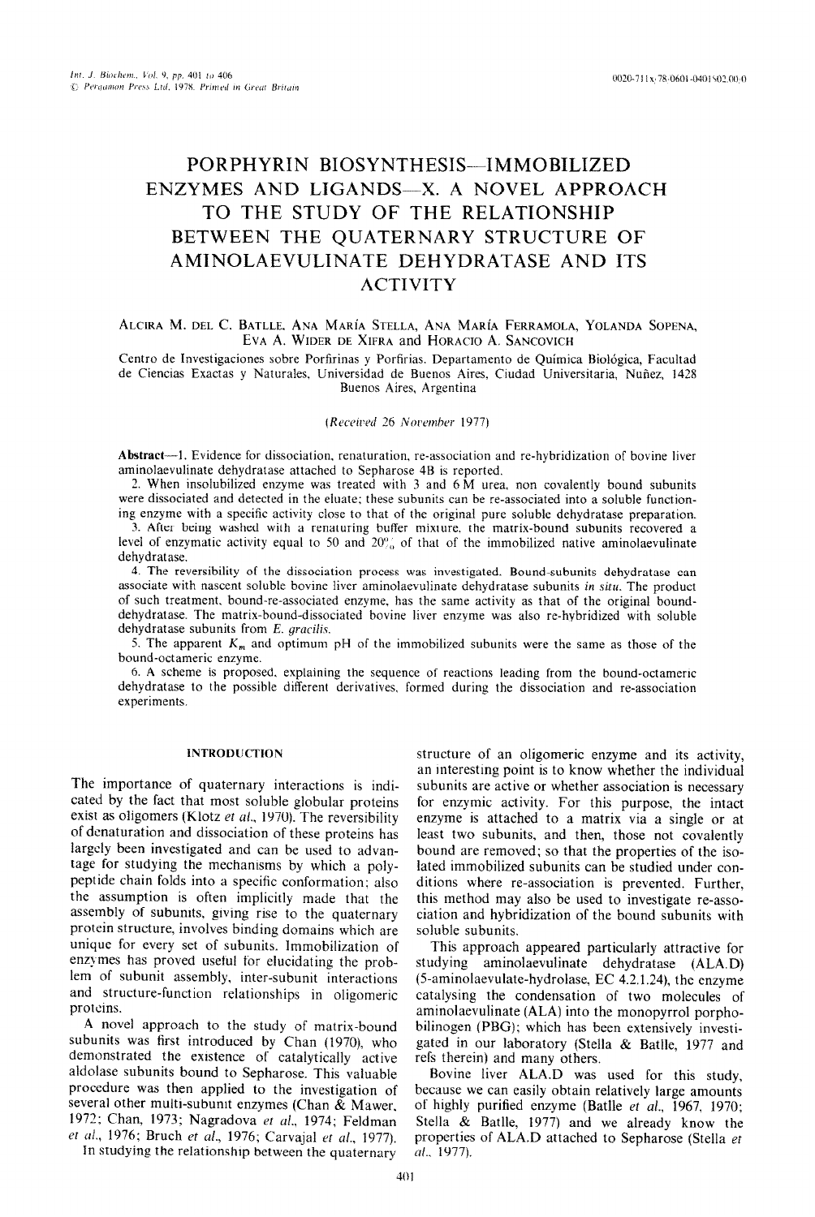# PORPHYRIN BIOSYNTHESIS—IMMOBILIZED ENZYMES AND LIGANDS—X. A NOVEL APPROACH TO THE STUDY OF THE RELATIONSHIP BETWEEN THE QUATERNARY STRUCTURE OF AMINOLAEVULINATE DEHYDRATASE AND ITS ACTIVITY

Alcira M. del C. Batlle, Ana María Stella, Ana María Ferramola, Yolanda Sopena, Eva A. Wider de Xifra and Horacio A. Sancovich

Centro de Investigaciones sobre Porfirinas y Porfirias. Departamento de Química Biológica, Facultad de Ciencias Exactas y Naturales, Universidad de Buenos Aires, Ciudad Universitaria, Nuñez, 1428 Buenos Aires, Argentina

*(Received 26 November 1977)*

**Abstract**—1. Evidence for dissociation, renaturation, re-association and re-hybridization of bovine liver aminolaevulinate dehydratase attached to Sepharose 4B is reported.

2. When insolubilized enzyme was treated with 3 and 6 M urea, non covalently bound subunits were dissociated and detected in the eluate; these subunits can be re-associated into a soluble functioning enzyme with a specific activity close to that of the original pure soluble dehydratase preparation.

3. After being washed with a renaturing buffer mixture, the matrix-bound subunits recovered a level of enzymatic activity equal to 50 and 20% of that of the immobilized native aminolaevulinate dehydratase.

4. The reversibility of the dissociation process was investigated. Bound-subunits dehydratase can associate with nascent soluble bovine liver aminolaevulinate dehydratase subunits *in situ*. The product of such treatment, bound-re-associated enzyme, has the same activity as that of the original bound-dehydratase. The matrix-bound-dissociated bovine liver enzyme was also re-hybridized with soluble dehydratase subunits from *E. gracilis*.

5. The apparent $K_m$ and optimum pH of the immobilized subunits were the same as those of the bound-octameric enzyme.

6. A scheme is proposed, explaining the sequence of reactions leading from the bound-octameric dehydratase to the possible different derivatives, formed during the dissociation and re-association experiments.

## INTRODUCTION

The importance of quaternary interactions is indicated by the fact that most soluble globular proteins exist as oligomers (Klotz *et al.*, 1970). The reversibility of denaturation and dissociation of these proteins has largely been investigated and can be used to advantage for studying the mechanisms by which a polypeptide chain folds into a specific conformation; also the assumption is often implicitly made that the assembly of subunits, giving rise to the quaternary protein structure, involves binding domains which are unique for every set of subunits. Immobilization of enzymes has proved useful for elucidating the problem of subunit assembly, inter-subunit interactions and structure-function relationships in oligomeric proteins.

A novel approach to the study of matrix-bound subunits was first introduced by Chan (1970), who demonstrated the existence of catalytically active aldolase subunits bound to Sepharose. This valuable procedure was then applied to the investigation of several other multi-subunit enzymes (Chan & Mawer, 1972; Chan, 1973; Nagradova *et al.*, 1974; Feldman *et al.*, 1976; Bruch *et al.*, 1976; Carvajal *et al.*, 1977).

In studying the relationship between the quaternary structure of an oligomeric enzyme and its activity, an interesting point is to know whether the individual subunits are active or whether association is necessary for enzymic activity. For this purpose, the intact enzyme is attached to a matrix via a single or at least two subunits, and then, those not covalently bound are removed; so that the properties of the isolated immobilized subunits can be studied under conditions where re-association is prevented. Further, this method may also be used to investigate re-association and hybridization of the bound subunits with soluble subunits.

This approach appeared particularly attractive for studying aminolaevulinate dehydratase (ALA.D) (5-aminolaevulate-hydrolase, EC 4.2.1.24), the enzyme catalysing the condensation of two molecules of aminolaevulinate (ALA) into the monopyrrol porphobilinogen (PBG); which has been extensively investigated in our laboratory (Stella & Batlle, 1977 and refs therein) and many others.

Bovine liver ALA.D was used for this study, because we can easily obtain relatively large amounts of highly purified enzyme (Batlle *et al.*, 1967, 1970; Stella & Batlle, 1977) and we already know the properties of ALA.D attached to Sepharose (Stella *et al.*, 1977).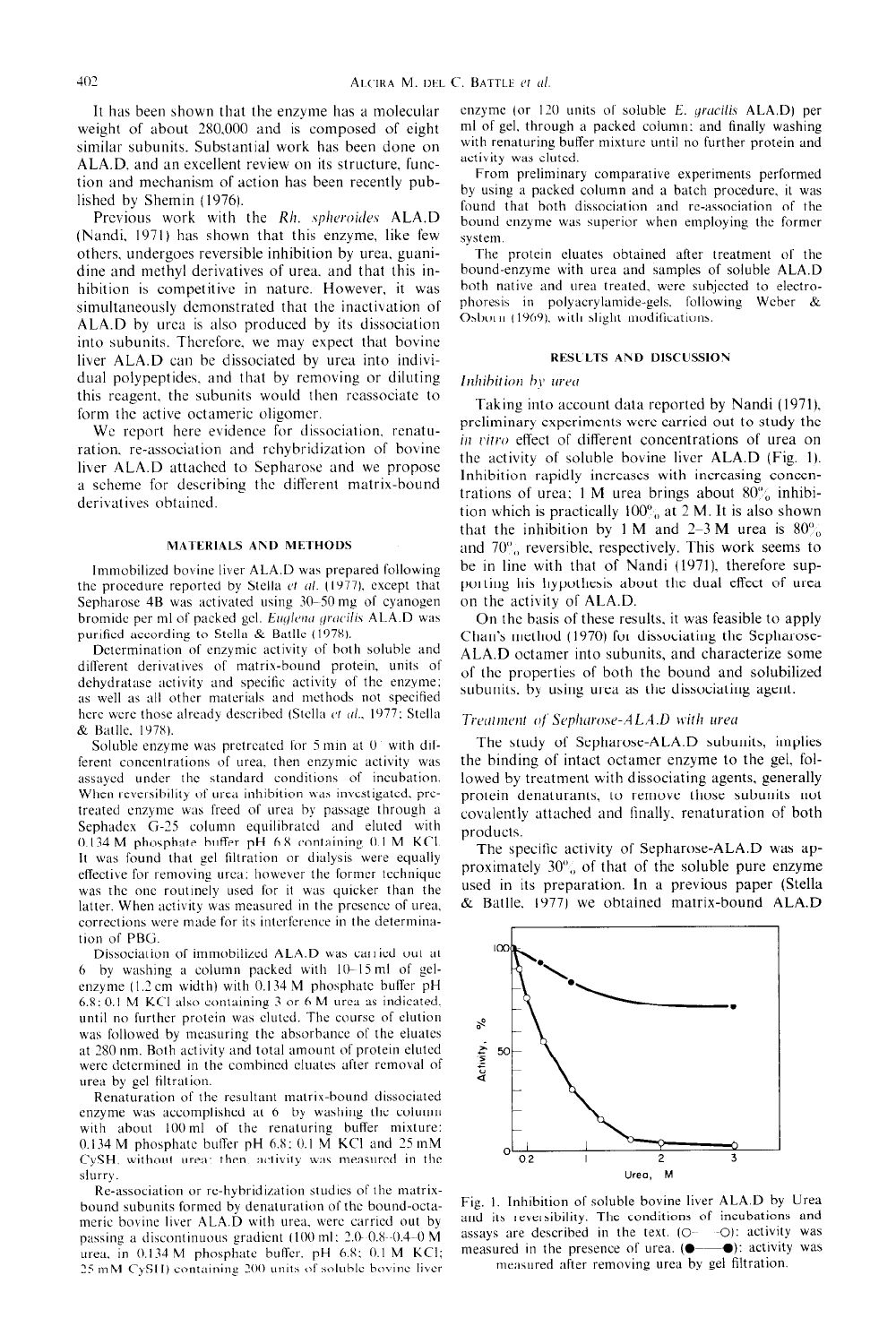It has been shown that the enzyme has a molecular weight of about 280,000 and is composed of eight similar subunits. Substantial work has been done on ALA.D, and an excellent review on its structure, function and mechanism of action has been recently published by Shemin (1976).

Previous work with the *Rh. spheroides* ALA.D (Nandi, 1971) has shown that this enzyme, like few others, undergoes reversible inhibition by urea, guanidine and methyl derivatives of urea, and that this inhibition is competitive in nature. However, it was simultaneously demonstrated that the inactivation of ALA.D by urea is also produced by its dissociation into subunits. Therefore, we may expect that bovine liver ALA.D can be dissociated by urea into individual polypeptides, and that by removing or diluting this reagent, the subunits would then reassociate to form the active octameric oligomer.

We report here evidence for dissociation, renaturation, re-association and rehybridization of bovine liver ALA.D attached to Sepharose and we propose a scheme for describing the different matrix-bound derivatives obtained.

## MATERIALS AND METHODS

Immobilized bovine liver ALA.D was prepared following the procedure reported by Stella *et al.* (1977), except that Sepharose 4B was activated using 30–50 mg of cyanogen bromide per ml of packed gel. *Euglena gracilis* ALA.D was purified according to Stella & Batlle (1978).

Determination of enzymic activity of both soluble and different derivatives of matrix-bound protein, units of dehydratase activity and specific activity of the enzyme; as well as all other materials and methods not specified here were those already described (Stella *et al.*, 1977; Stella & Batlle, 1978).

Soluble enzyme was pretreated for 5 min at 0° with different concentrations of urea, then enzymic activity was assayed under the standard conditions of incubation. When reversibility of urea inhibition was investigated, pretreated enzyme was freed of urea by passage through a Sephadex G-25 column equilibrated and eluted with 0.134 M phosphate buffer pH 6.8 containing 0.1 M KCl. It was found that gel filtration or dialysis were equally effective for removing urea; however the former technique was the one routinely used for it was quicker than the latter. When activity was measured in the presence of urea, corrections were made for its interference in the determination of PBG.

Dissociation of immobilized ALA.D was carried out at 6° by washing a column packed with 10–15 ml of gel-enzyme (1.2 cm width) with 0.134 M phosphate buffer pH 6.8; 0.1 M KCl also containing 3 or 6 M urea as indicated, until no further protein was eluted. The course of elution was followed by measuring the absorbance of the eluates at 280 nm. Both activity and total amount of protein eluted were determined in the combined eluates after removal of urea by gel filtration.

Renaturation of the resultant matrix-bound dissociated enzyme was accomplished at 6° by washing the column with about 100 ml of the renaturing buffer mixture: 0.134 M phosphate buffer pH 6.8; 0.1 M KCl and 25 mM CySH, without urea; then, activity was measured in the slurry.

Re-association or re-hybridization studies of the matrix-bound subunits formed by denaturation of the bound-octameric bovine liver ALA.D with urea, were carried out by passing a discontinuous gradient (100 ml; 2.0–0.8–0.4–0 M urea, in 0.134 M phosphate buffer, pH 6.8; 0.1 M KCl; 25 mM CySH) containing 200 units of soluble bovine liver enzyme (or 120 units of soluble *E. gracilis* ALA.D) per ml of gel, through a packed column; and finally washing with renaturing buffer mixture until no further protein and activity was eluted.

From preliminary comparative experiments performed by using a packed column and a batch procedure, it was found that both dissociation and re-association of the bound enzyme was superior when employing the former system.

The protein eluates obtained after treatment of the bound-enzyme with urea and samples of soluble ALA.D both native and urea treated, were subjected to electrophoresis in polyacrylamide-gels, following Weber & Osborn (1969), with slight modifications.

## RESULTS AND DISCUSSION

### *Inhibition by urea*

Taking into account data reported by Nandi (1971), preliminary experiments were carried out to study the *in vitro* effect of different concentrations of urea on the activity of soluble bovine liver ALA.D (Fig. 1). Inhibition rapidly increases with increasing concentrations of urea; 1 M urea brings about 80% inhibition which is practically 100% at 2 M. It is also shown that the inhibition by 1 M and 2–3 M urea is 80% and 70% reversible, respectively. This work seems to be in line with that of Nandi (1971), therefore supporting his hypothesis about the dual effect of urea on the activity of ALA.D.

On the basis of these results, it was feasible to apply Chan's method (1970) for dissociating the Sepharose-ALA.D octamer into subunits, and characterize some of the properties of both the bound and solubilized subunits, by using urea as the dissociating agent.

### *Treatment of Sepharose-ALA.D with urea*

The study of Sepharose-ALA.D subunits, implies the binding of intact octamer enzyme to the gel, followed by treatment with dissociating agents, generally protein denaturants, to remove those subunits not covalently attached and finally, renaturation of both products.

The specific activity of Sepharose-ALA.D was approximately 30% of that of the soluble pure enzyme used in its preparation. In a previous paper (Stella & Batlle, 1977) we obtained matrix-bound ALA.D

Fig. 1. Inhibition of soluble bovine liver ALA.D by Urea and its reversibility. The conditions of incubations and assays are described in the text. (○—○): activity was measured in the presence of urea. (●—●): activity was measured after removing urea by gel filtration.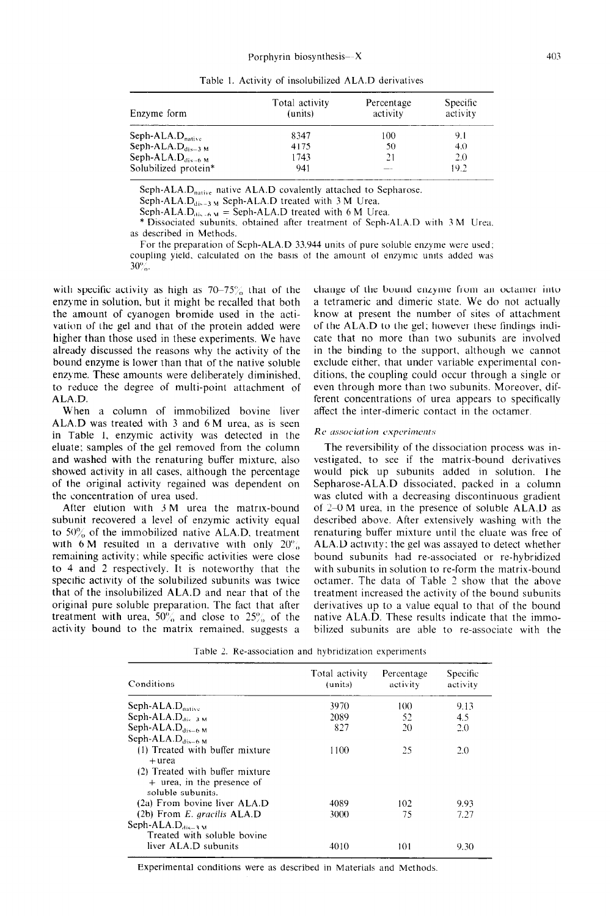Table 1. Activity of insolubilized ALA.D derivatives

| Enzyme form | Total activity (units) | Percentage activity | Specific activity |
|---|---|---|---|
| Seph-ALA.$D_{native}$ | 8347 | 100 | 9.1 |
| Seph-ALA.$D_{dis-3\,M}$ | 4175 | 50 | 4.0 |
| Seph-ALA.$D_{dis-6\,M}$ | 1743 | 21 | 2.0 |
| Solubilized protein* | 941 | — | 19.2 |

Seph-ALA.$D_{native}$ native ALA.D covalently attached to Sepharose.
Seph-ALA.$D_{dis-3\,M}$ Seph-ALA.D treated with 3 M Urea.
Seph-ALA.$D_{dis-6\,M}$ = Seph-ALA.D treated with 6 M Urea.
* Dissociated subunits, obtained after treatment of Seph-ALA.D with 3 M Urea, as described in Methods.
For the preparation of Seph-ALA.D 33,944 units of pure soluble enzyme were used; coupling yield, calculated on the basis of the amount of enzymic units added was 30%.

with specific activity as high as 70–75% that of the enzyme in solution, but it might be recalled that both the amount of cyanogen bromide used in the activation of the gel and that of the protein added were higher than those used in these experiments. We have already discussed the reasons why the activity of the bound enzyme is lower than that of the native soluble enzyme. These amounts were deliberately diminished, to reduce the degree of multi-point attachment of ALA.D.

When a column of immobilized bovine liver ALA.D was treated with 3 and 6 M urea, as is seen in Table 1, enzymic activity was detected in the eluate; samples of the gel removed from the column and washed with the renaturing buffer mixture, also showed activity in all cases, although the percentage of the original activity regained was dependent on the concentration of urea used.

After elution with 3 M urea the matrix-bound subunit recovered a level of enzymic activity equal to 50% of the immobilized native ALA.D, treatment with 6 M resulted in a derivative with only 20% remaining activity; while specific activities were close to 4 and 2 respectively. It is noteworthy that the specific activity of the solubilized subunits was twice that of the insolubilized ALA.D and near that of the original pure soluble preparation. The fact that after treatment with urea, 50% and close to 25% of the activity bound to the matrix remained, suggests a change of the bound enzyme from an octamer into a tetrameric and dimeric state. We do not actually know at present the number of sites of attachment of the ALA.D to the gel; however these findings indicate that no more than two subunits are involved in the binding to the support, although we cannot exclude either, that under variable experimental conditions, the coupling could occur through a single or even through more than two subunits. Moreover, different concentrations of urea appears to specifically affect the inter-dimeric contact in the octamer.

### *Re-association experiments*

The reversibility of the dissociation process was investigated, to see if the matrix-bound derivatives would pick up subunits added in solution. The Sepharose-ALA.D dissociated, packed in a column was eluted with a decreasing discontinuous gradient of 2–0 M urea, in the presence of soluble ALA.D as described above. After extensively washing with the renaturing buffer mixture until the eluate was free of ALA.D activity; the gel was assayed to detect whether bound subunits had re-associated or re-hybridized with subunits in solution to re-form the matrix-bound octamer. The data of Table 2 show that the above treatment increased the activity of the bound subunits derivatives up to a value equal to that of the bound native ALA.D. These results indicate that the immobilized subunits are able to re-associate with the

Table 2. Re-association and hybridization experiments

| Conditions | Total activity (units) | Percentage activity | Specific activity |
|---|---|---|---|
| Seph-ALA.$D_{native}$ | 3970 | 100 | 9.13 |
| Seph-ALA.$D_{dis-3\,M}$ | 2089 | 52 | 4.5 |
| Seph-ALA.$D_{dis-6\,M}$ | 827 | 20 | 2.0 |
| Seph-ALA.$D_{dis-6\,M}$ | | | |
| (1) Treated with buffer mixture + urea | 1100 | 25 | 2.0 |
| (2) Treated with buffer mixture + urea, in the presence of soluble subunits. | | | |
| (2a) From bovine liver ALA.D | 4089 | 102 | 9.93 |
| (2b) From *E. gracilis* ALA.D | 3000 | 75 | 7.27 |
| Seph-ALA.$D_{dis-3\,M}$ Treated with soluble bovine liver ALA.D subunits | 4010 | 101 | 9.30 |

Experimental conditions were as described in Materials and Methods.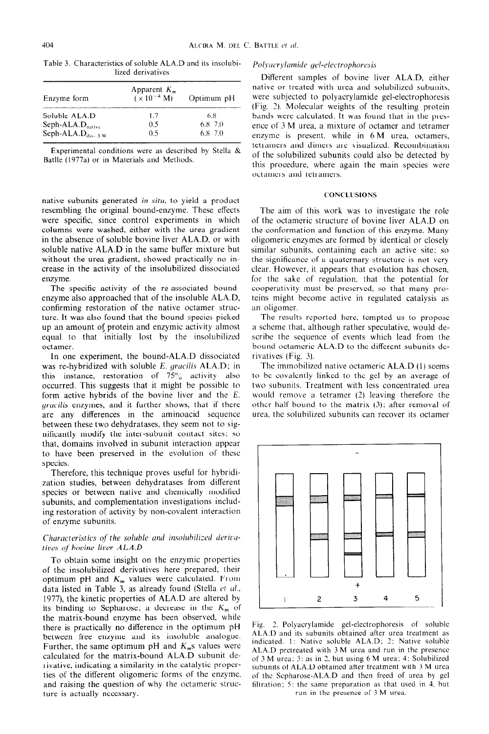Table 3. Characteristics of soluble ALA.D and its insolubilized derivatives

| Enzyme form | Apparent $K_m$ ($\times 10^{-4}$ M) | Optimum pH |
|---|---|---|
| Soluble ALA.D | 1.7 | 6.8 |
| Seph-ALA.$D_{native}$ | 0.5 | 6.8–7.0 |
| Seph-ALA.$D_{dis-3\,M}$ | 0.5 | 6.8–7.0 |

Experimental conditions were as described by Stella & Batlle (1977a) or in Materials and Methods.

native subunits generated *in situ*, to yield a product resembling the original bound-enzyme. These effects were specific, since control experiments in which columns were washed, either with the urea gradient in the absence of soluble bovine liver ALA.D, or with soluble native ALA.D in the same buffer mixture but without the urea gradient, showed practically no increase in the activity of the insolubilized dissociated enzyme.

The specific activity of the re associated bound enzyme also approached that of the insoluble ALA.D, confirming restoration of the native octamer structure. It was also found that the bound species picked up an amount of protein and enzymic activity almost equal to that initially lost by the insolubilized octamer.

In one experiment, the bound-ALA.D dissociated was re-hybridized with soluble *E. gracilis* ALA.D; in this instance, restoration of 75% activity also occurred. This suggests that it might be possible to form active hybrids of the bovine liver and the *E. gracilis* enzymes, and it further shows, that if there are any differences in the aminoacid sequence between these two dehydratases, they seem not to significantly modify the inter-subunit contact sites; so that, domains involved in subunit interaction appear to have been preserved in the evolution of these species.

Therefore, this technique proves useful for hybridization studies, between dehydratases from different species or between native and chemically modified subunits, and complementation investigations including restoration of activity by non-covalent interaction of enzyme subunits.

### *Characteristics of the soluble and insolubilized derivatives of bovine liver ALA.D*

To obtain some insight on the enzymic properties of the insolubilized derivatives here prepared, their optimum pH and $K_m$ values were calculated. From data listed in Table 3, as already found (Stella *et al.*, 1977), the kinetic properties of ALA.D are altered by its binding to Sepharose; a decrease in the $K_m$ of the matrix-bound enzyme has been observed, while there is practically no difference in the optimum pH between free enzyme and its insoluble analogue. Further, the same optimum pH and $K_m$s values were calculated for the matrix-bound ALA.D subunit derivative, indicating a similarity in the catalytic properties of the different oligomeric forms of the enzyme, and raising the question of why the octameric structure is actually necessary.

### *Polyacrylamide gel-electrophoresis*

Different samples of bovine liver ALA.D, either native or treated with urea and solubilized subunits, were subjected to polyacrylamide gel-electrophoresis (Fig. 2). Molecular weights of the resulting protein bands were calculated. It was found that in the presence of 3 M urea, a mixture of octamer and tetramer enzyme is present, while in 6 M urea, octamers, tetramers and dimers are visualized. Recombination of the solubilized subunits could also be detected by this procedure, where again the main species were octamers and tetramers.

## CONCLUSIONS

The aim of this work was to investigate the role of the octameric structure of bovine liver ALA.D on the conformation and function of this enzyme. Many oligomeric enzymes are formed by identical or closely similar subunits, containing each an active site; so the significance of a quaternary structure is not very clear. However, it appears that evolution has chosen, for the sake of regulation, that the potential for cooperativity must be preserved, so that many proteins might become active in regulated catalysis as an oligomer.

The results reported here, tempted us to propose a scheme that, although rather speculative, would describe the sequence of events which lead from the bound octameric ALA.D to the different subunits derivatives (Fig. 3).

The immobilized native octameric ALA.D (1) seems to be covalently linked to the gel by an average of two subunits. Treatment with less concentrated urea would remove a tetramer (2) leaving therefore the other half bound to the matrix (3); after removal of urea, the solubilized subunits can recover its octamer

Fig. 2. Polyacrylamide gel-electrophoresis of soluble ALA.D and its subunits obtained after urea treatment as indicated. 1: Native soluble ALA.D; 2: Native soluble ALA.D pretreated with 3 M urea and run in the presence of 3 M urea; 3: as in 2, but using 6 M urea; 4: Solubilized subunits of ALA.D obtained after treatment with 3 M urea of the Sepharose-ALA.D and then freed of urea by gel filtration; 5: the same preparation as that used in 4, but run in the presence of 3 M urea.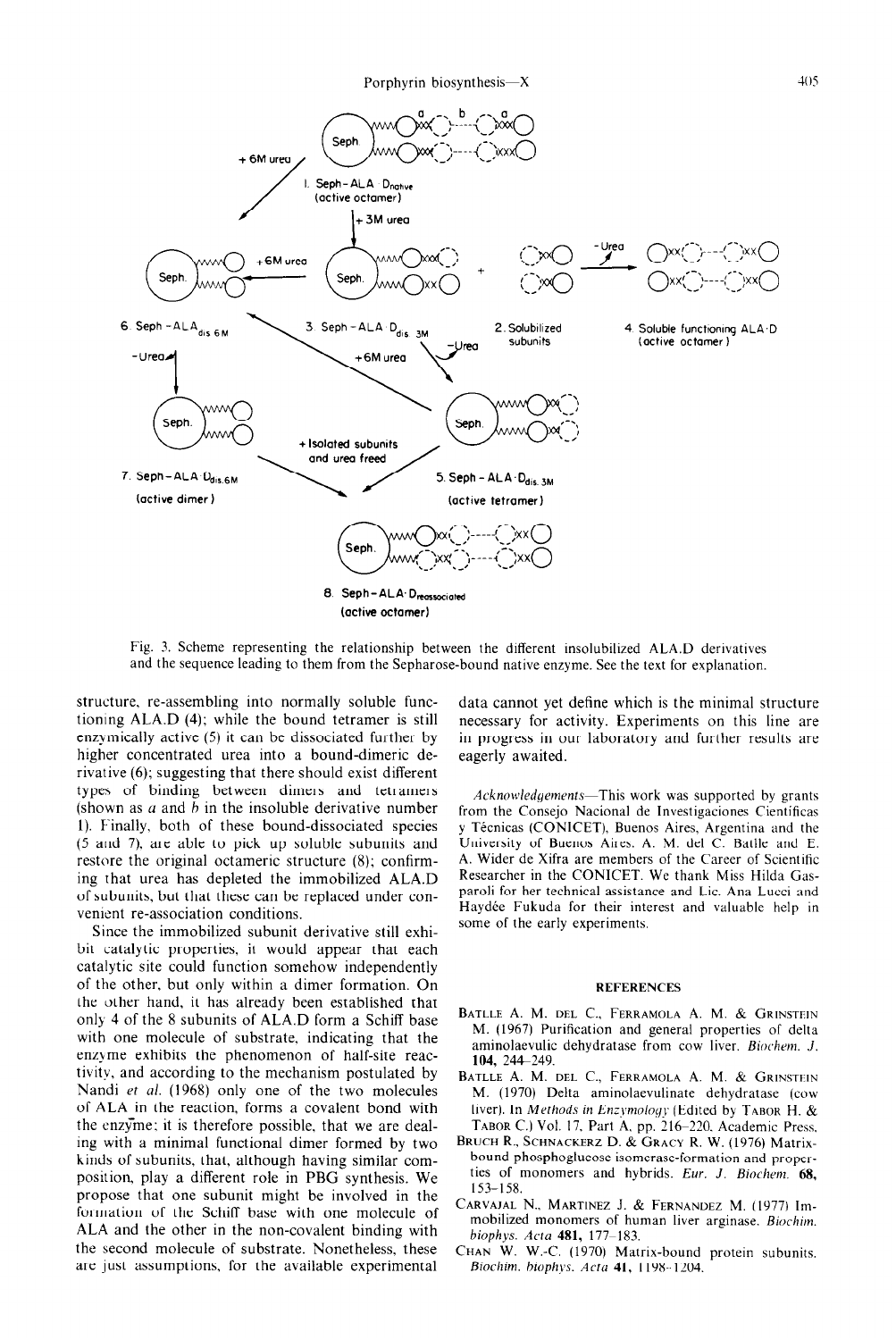Fig. 3. Scheme representing the relationship between the different insolubilized ALA.D derivatives and the sequence leading to them from the Sepharose-bound native enzyme. See the text for explanation.

structure, re-assembling into normally soluble functioning ALA.D (4); while the bound tetramer is still enzymically active (5) it can be dissociated further by higher concentrated urea into a bound-dimeric derivative (6); suggesting that there should exist different types of binding between dimers and tetramers (shown as *a* and *b* in the insoluble derivative number 1). Finally, both of these bound-dissociated species (5 and 7), are able to pick up soluble subunits and restore the original octameric structure (8); confirming that urea has depleted the immobilized ALA.D of subunits, but that these can be replaced under convenient re-association conditions.

Since the immobilized subunit derivative still exhibit catalytic properties, it would appear that each catalytic site could function somehow independently of the other, but only within a dimer formation. On the other hand, it has already been established that only 4 of the 8 subunits of ALA.D form a Schiff base with one molecule of substrate, indicating that the enzyme exhibits the phenomenon of half-site reactivity, and according to the mechanism postulated by Nandi *et al.* (1968) only one of the two molecules of ALA in the reaction, forms a covalent bond with the enzyme; it is therefore possible, that we are dealing with a minimal functional dimer formed by two kinds of subunits, that, although having similar composition, play a different role in PBG synthesis. We propose that one subunit might be involved in the formation of the Schiff base with one molecule of ALA and the other in the non-covalent binding with the second molecule of substrate. Nonetheless, these are just assumptions, for the available experimental data cannot yet define which is the minimal structure necessary for activity. Experiments on this line are in progress in our laboratory and further results are eagerly awaited.

*Acknowledgements*—This work was supported by grants from the Consejo Nacional de Investigaciones Científicas y Técnicas (CONICET), Buenos Aires, Argentina and the University of Buenos Aires. A. M. del C. Batlle and E. A. Wider de Xifra are members of the Career of Scientific Researcher in the CONICET. We thank Miss Hilda Gasparoli for her technical assistance and Lic. Ana Lucci and Haydée Fukuda for their interest and valuable help in some of the early experiments.

## REFERENCES

Batlle A. M. del C., Ferramola A. M. & Grinstein M. (1967) Purification and general properties of delta aminolaevulic dehydratase from cow liver. *Biochem. J.* **104,** 244–249.

Batlle A. M. del C., Ferramola A. M. & Grinstein M. (1970) Delta aminolaevulinate dehydratase (cow liver). In *Methods in Enzymology* (Edited by Tabor H. & Tabor C.) Vol. 17, Part A, pp. 216–220. Academic Press.

Bruch R., Schnackerz D. & Gracy R. W. (1976) Matrix-bound phosphoglucose isomerase-formation and properties of monomers and hybrids. *Eur. J. Biochem.* **68,** 153–158.

Carvajal N., Martinez J. & Fernandez M. (1977) Immobilized monomers of human liver arginase. *Biochim. biophys. Acta* **481,** 177–183.

Chan W. W.-C. (1970) Matrix-bound protein subunits. *Biochim. biophys. Acta* **41,** 1198–1204.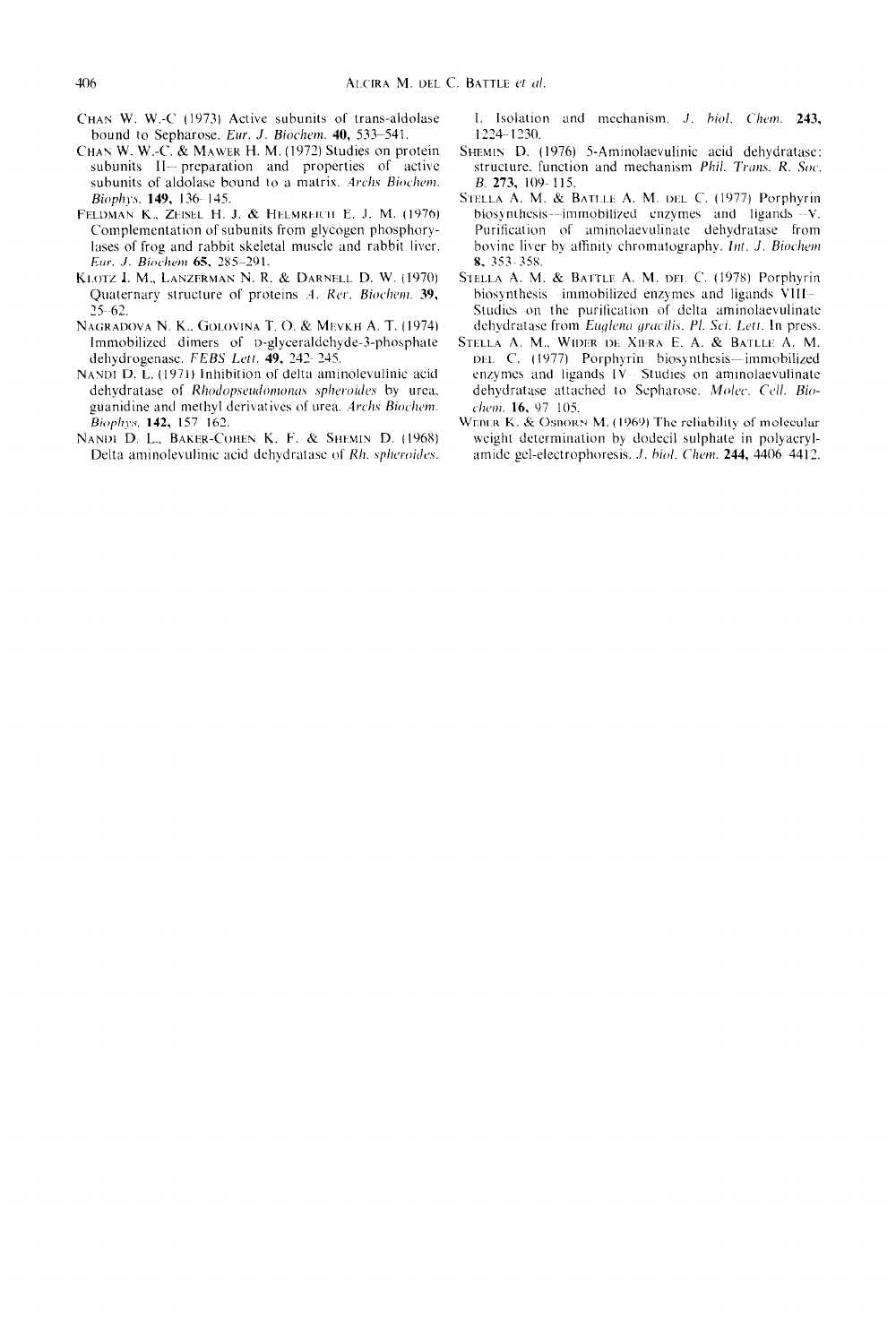CHAN W. W.-C (1973) Active subunits of trans-aldolase bound to Sepharose. *Eur. J. Biochem.* **40,** 533–541.

CHAN W. W.-C. & MAWER H. M. (1972) Studies on protein subunits II—preparation and properties of active subunits of aldolase bound to a matrix. *Archs Biochem. Biophys.* **149,** 136–145.

FELDMAN K., ZEISEL H. J. & HELMREICH E. J. M. (1976) Complementation of subunits from glycogen phosphorylases of frog and rabbit skeletal muscle and rabbit liver. *Eur. J. Biochem* **65,** 285–291.

KLOTZ I. M., LANZERMAN N. R. & DARNELL D. W. (1970) Quaternary structure of proteins *A. Rev. Biochem.* **39,** 25–62.

NAGRADOVA N. K., GOLOVINA T. O. & MEVKH A. T. (1974) Immobilized dimers of D-glyceraldehyde-3-phosphate dehydrogenase. *FEBS Lett.* **49,** 242–245.

NANDI D. L. (1971) Inhibition of delta aminolevulinic acid dehydratase of *Rhodopseudomonas spheroides* by urea, guanidine and methyl derivatives of urea. *Archs Biochem. Biophys.* **142,** 157–162.

NANDI D. L., BAKER-COHEN K. F. & SHEMIN D. (1968) Delta aminolevulinic acid dehydratase of *Rh. spheroides.* I. Isolation and mechanism. *J. biol. Chem.* **243,** 1224–1230.

SHEMIN D. (1976) 5-Aminolaevulinic acid dehydratase: structure, function and mechanism *Phil. Trans. R. Soc. B.* **273,** 109–115.

STELLA A. M. & BATLLE A. M. DEL C. (1977) Porphyrin biosynthesis—immobilized enzymes and ligands—V. Purification of aminolaevulinate dehydratase from bovine liver by affinity chromatography. *Int. J. Biochem* **8,** 353–358.

STELLA A. M. & BATLLE A. M. DEL C. (1978) Porphyrin biosynthesis—immobilized enzymes and ligands VIII—Studies on the purification of delta aminolaevulinate dehydratase from *Euglena gracilis*. *Pl. Sci. Lett.* In press.

STELLA A. M., WIDER DE XIFRA E. A. & BATLLE A. M. DEL C. (1977) Porphyrin biosynthesis—immobilized enzymes and ligands IV—Studies on aminolaevulinate dehydratase attached to Sepharose. *Molec. Cell. Biochem.* **16,** 97–105.

WEBER K. & OSBORN M. (1969) The reliability of molecular weight determination by dodecil sulphate in polyacrylamide gel-electrophoresis. *J. biol. Chem.* **244,** 4406–4412.